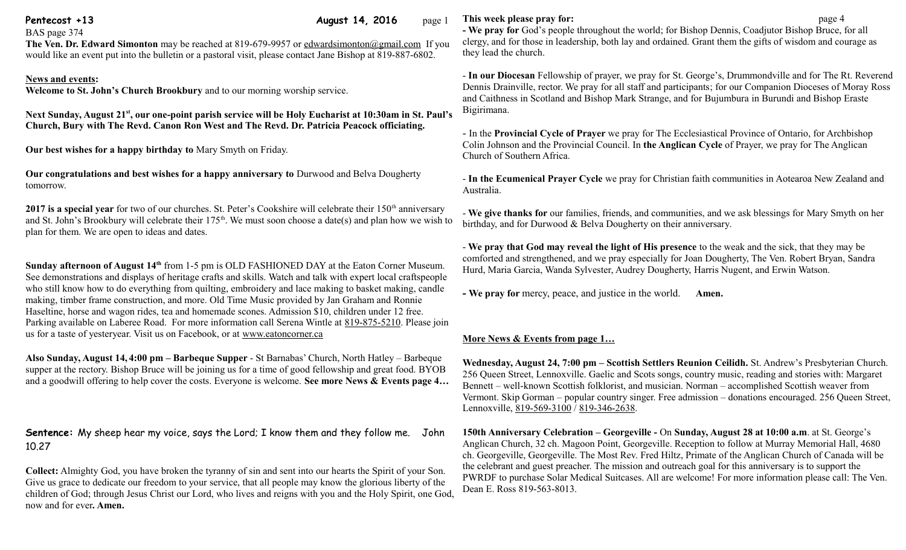**Pentecost +13** **August 14, 2016**

BAS page 374

**The Ven. Dr. Edward Simonton** may be reached at 819-679-9957 or edwardsimonton@gmail.com If you would like an event put into the bulletin or a pastoral visit, please contact Jane Bishop at 819-887-6802.

**News and events:**

**Welcome to St. John's Church Brookbury** and to our morning worship service.

**Next Sunday, August 21st, our one-point parish service will be Holy Eucharist at 10:30am in St. Paul's Church, Bury with The Revd. Canon Ron West and The Revd. Dr. Patricia Peacock officiating.**

**Our best wishes for a happy birthday to** Mary Smyth on Friday.

**Our congratulations and best wishes for a happy anniversary to** Durwood and Belva Dougherty tomorrow.

**2017 is a special year** for two of our churches. St. Peter's Cookshire will celebrate their 150th anniversary and St. John's Brookbury will celebrate their 175th. We must soon choose a date(s) and plan how we wish to plan for them. We are open to ideas and dates.

**Sunday afternoon of August 14th** from 1-5 pm is OLD FASHIONED DAY at the Eaton Corner Museum. See demonstrations and displays of heritage crafts and skills. Watch and talk with expert local craftspeople who still know how to do everything from quilting, embroidery and lace making to basket making, candle making, timber frame construction, and more. Old Time Music provided by Jan Graham and Ronnie Haseltine, horse and wagon rides, tea and homemade scones. Admission $10, children under 12 free. Parking available on Laberee Road. For more information call Serena Wintle at 819-875-5210. Please join us for a taste of yesteryear. Visit us on Facebook, or at www.eatoncorner.ca

**Also Sunday, August 14, 4:00 pm – Barbeque Supper** - St Barnabas' Church, North Hatley – Barbeque supper at the rectory. Bishop Bruce will be joining us for a time of good fellowship and great food. BYOB and a goodwill offering to help cover the costs. Everyone is welcome. **See more News & Events page 4…**

**Sentence:** My sheep hear my voice, says the Lord; I know them and they follow me. John 10.27

**Collect:** Almighty God, you have broken the tyranny of sin and sent into our hearts the Spirit of your Son. Give us grace to dedicate our freedom to your service, that all people may know the glorious liberty of the children of God; through Jesus Christ our Lord, who lives and reigns with you and the Holy Spirit, one God, now and for ever**. Amen.**

**This week please pray for:**

**- We pray for** God's people throughout the world; for Bishop Dennis, Coadjutor Bishop Bruce, for all clergy, and for those in leadership, both lay and ordained. Grant them the gifts of wisdom and courage as they lead the church.

- **In our Diocesan** Fellowship of prayer, we pray for St. George's, Drummondville and for The Rt. Reverend Dennis Drainville, rector. We pray for all staff and participants; for our Companion Dioceses of Moray Ross and Caithness in Scotland and Bishop Mark Strange, and for Bujumbura in Burundi and Bishop Eraste Bigirimana.

- In the **Provincial Cycle of Prayer** we pray for The Ecclesiastical Province of Ontario, for Archbishop Colin Johnson and the Provincial Council. In **the Anglican Cycle** of Prayer, we pray for The Anglican Church of Southern Africa.

- **In the Ecumenical Prayer Cycle** we pray for Christian faith communities in Aotearoa New Zealand and Australia.

- **We give thanks for** our families, friends, and communities, and we ask blessings for Mary Smyth on her birthday, and for Durwood & Belva Dougherty on their anniversary.

- **We pray that God may reveal the light of His presence** to the weak and the sick, that they may be comforted and strengthened, and we pray especially for Joan Dougherty, The Ven. Robert Bryan, Sandra Hurd, Maria Garcia, Wanda Sylvester, Audrey Dougherty, Harris Nugent, and Erwin Watson.

**- We pray for** mercy, peace, and justice in the world. **Amen.**

**More News & Events from page 1…**

**Wednesday, August 24, 7:00 pm – Scottish Settlers Reunion Ceilidh.** St. Andrew's Presbyterian Church. 256 Queen Street, Lennoxville. Gaelic and Scots songs, country music, reading and stories with: Margaret Bennett – well-known Scottish folklorist, and musician. Norman – accomplished Scottish weaver from Vermont. Skip Gorman – popular country singer. Free admission – donations encouraged. 256 Queen Street, Lennoxville, 819-569-3100 / 819-346-2638.

**150th Anniversary Celebration – Georgeville -** On **Sunday, August 28 at 10:00 a.m**. at St. George's Anglican Church, 32 ch. Magoon Point, Georgeville. Reception to follow at Murray Memorial Hall, 4680 ch. Georgeville, Georgeville. The Most Rev. Fred Hiltz, Primate of the Anglican Church of Canada will be the celebrant and guest preacher. The mission and outreach goal for this anniversary is to support the PWRDF to purchase Solar Medical Suitcases. All are welcome! For more information please call: The Ven. Dean E. Ross 819-563-8013.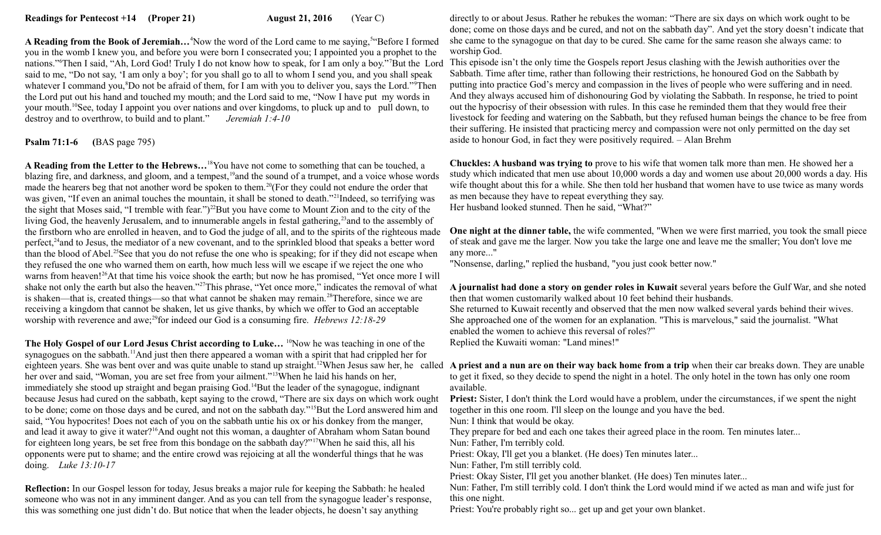**Readings for Pentecost +14 (Proper 21) August 21, 2016 (Year C)**

**A Reading from the Book of Jeremiah…**[4]Now the word of the Lord came to me saying,[5]"Before I formed you in the womb I knew you, and before you were born I consecrated you; I appointed you a prophet to the nations."[6]Then I said, "Ah, Lord God! Truly I do not know how to speak, for I am only a boy."[7]But the Lord said to me, "Do not say, 'I am only a boy'; for you shall go to all to whom I send you, and you shall speak whatever I command you,[8]Do not be afraid of them, for I am with you to deliver you, says the Lord."[9]Then the Lord put out his hand and touched my mouth; and the Lord said to me, "Now I have put my words in your mouth.[10]See, today I appoint you over nations and over kingdoms, to pluck up and to pull down, to destroy and to overthrow, to build and to plant." *Jeremiah 1:4-10*

**Psalm 71:1-6** (BAS page 795)

**A Reading from the Letter to the Hebrews…**[18]You have not come to something that can be touched, a blazing fire, and darkness, and gloom, and a tempest,[19]and the sound of a trumpet, and a voice whose words made the hearers beg that not another word be spoken to them.[20](For they could not endure the order that was given, "If even an animal touches the mountain, it shall be stoned to death."[21]Indeed, so terrifying was the sight that Moses said, "I tremble with fear.")[22]But you have come to Mount Zion and to the city of the living God, the heavenly Jerusalem, and to innumerable angels in festal gathering,[23]and to the assembly of the firstborn who are enrolled in heaven, and to God the judge of all, and to the spirits of the righteous made perfect,[24]and to Jesus, the mediator of a new covenant, and to the sprinkled blood that speaks a better word than the blood of Abel.[25]See that you do not refuse the one who is speaking; for if they did not escape when they refused the one who warned them on earth, how much less will we escape if we reject the one who warns from heaven![26]At that time his voice shook the earth; but now he has promised, "Yet once more I will shake not only the earth but also the heaven."[27]This phrase, "Yet once more," indicates the removal of what is shaken—that is, created things—so that what cannot be shaken may remain.[28]Therefore, since we are receiving a kingdom that cannot be shaken, let us give thanks, by which we offer to God an acceptable worship with reverence and awe;[29]for indeed our God is a consuming fire. *Hebrews 12:18-29*

**The Holy Gospel of our Lord Jesus Christ according to Luke…** [10]Now he was teaching in one of the synagogues on the sabbath.[11]And just then there appeared a woman with a spirit that had crippled her for eighteen years. She was bent over and was quite unable to stand up straight.[12]When Jesus saw her, he called her over and said, "Woman, you are set free from your ailment."[13]When he laid his hands on her, immediately she stood up straight and began praising God.[14]But the leader of the synagogue, indignant because Jesus had cured on the sabbath, kept saying to the crowd, "There are six days on which work ought to be done; come on those days and be cured, and not on the sabbath day."[15]But the Lord answered him and said, "You hypocrites! Does not each of you on the sabbath untie his ox or his donkey from the manger, and lead it away to give it water?[16]And ought not this woman, a daughter of Abraham whom Satan bound for eighteen long years, be set free from this bondage on the sabbath day?"[17]When he said this, all his opponents were put to shame; and the entire crowd was rejoicing at all the wonderful things that he was doing. *Luke 13:10-17*

**Reflection:** In our Gospel lesson for today, Jesus breaks a major rule for keeping the Sabbath: he healed someone who was not in any imminent danger. And as you can tell from the synagogue leader's response, this was something one just didn't do. But notice that when the leader objects, he doesn't say anything directly to or about Jesus. Rather he rebukes the woman: "There are six days on which work ought to be done; come on those days and be cured, and not on the sabbath day". And yet the story doesn't indicate that she came to the synagogue on that day to be cured. She came for the same reason she always came: to worship God.
This episode isn't the only time the Gospels report Jesus clashing with the Jewish authorities over the Sabbath. Time after time, rather than following their restrictions, he honoured God on the Sabbath by putting into practice God's mercy and compassion in the lives of people who were suffering and in need. And they always accused him of dishonouring God by violating the Sabbath. In response, he tried to point out the hypocrisy of their obsession with rules. In this case he reminded them that they would free their livestock for feeding and watering on the Sabbath, but they refused human beings the chance to be free from their suffering. He insisted that practicing mercy and compassion were not only permitted on the day set aside to honour God, in fact they were positively required. – Alan Brehm

**Chuckles: A husband was trying to** prove to his wife that women talk more than men. He showed her a study which indicated that men use about 10,000 words a day and women use about 20,000 words a day. His wife thought about this for a while. She then told her husband that women have to use twice as many words as men because they have to repeat everything they say.
Her husband looked stunned. Then he said, "What?"

**One night at the dinner table,** the wife commented, "When we were first married, you took the small piece of steak and gave me the larger. Now you take the large one and leave me the smaller; You don't love me any more..."
"Nonsense, darling," replied the husband, "you just cook better now."

**A journalist had done a story on gender roles in Kuwait** several years before the Gulf War, and she noted then that women customarily walked about 10 feet behind their husbands.
She returned to Kuwait recently and observed that the men now walked several yards behind their wives. She approached one of the women for an explanation. "This is marvelous," said the journalist. "What enabled the women to achieve this reversal of roles?"
Replied the Kuwaiti woman: "Land mines!"

**A priest and a nun are on their way back home from a trip** when their car breaks down. They are unable to get it fixed, so they decide to spend the night in a hotel. The only hotel in the town has only one room available.
**Priest:** Sister, I don't think the Lord would have a problem, under the circumstances, if we spent the night together in this one room. I'll sleep on the lounge and you have the bed.
Nun: I think that would be okay.
They prepare for bed and each one takes their agreed place in the room. Ten minutes later...
Nun: Father, I'm terribly cold.
Priest: Okay, I'll get you a blanket. (He does) Ten minutes later...
Nun: Father, I'm still terribly cold.
Priest: Okay Sister, I'll get you another blanket. (He does) Ten minutes later...
Nun: Father, I'm still terribly cold. I don't think the Lord would mind if we acted as man and wife just for this one night.
Priest: You're probably right so... get up and get your own blanket.